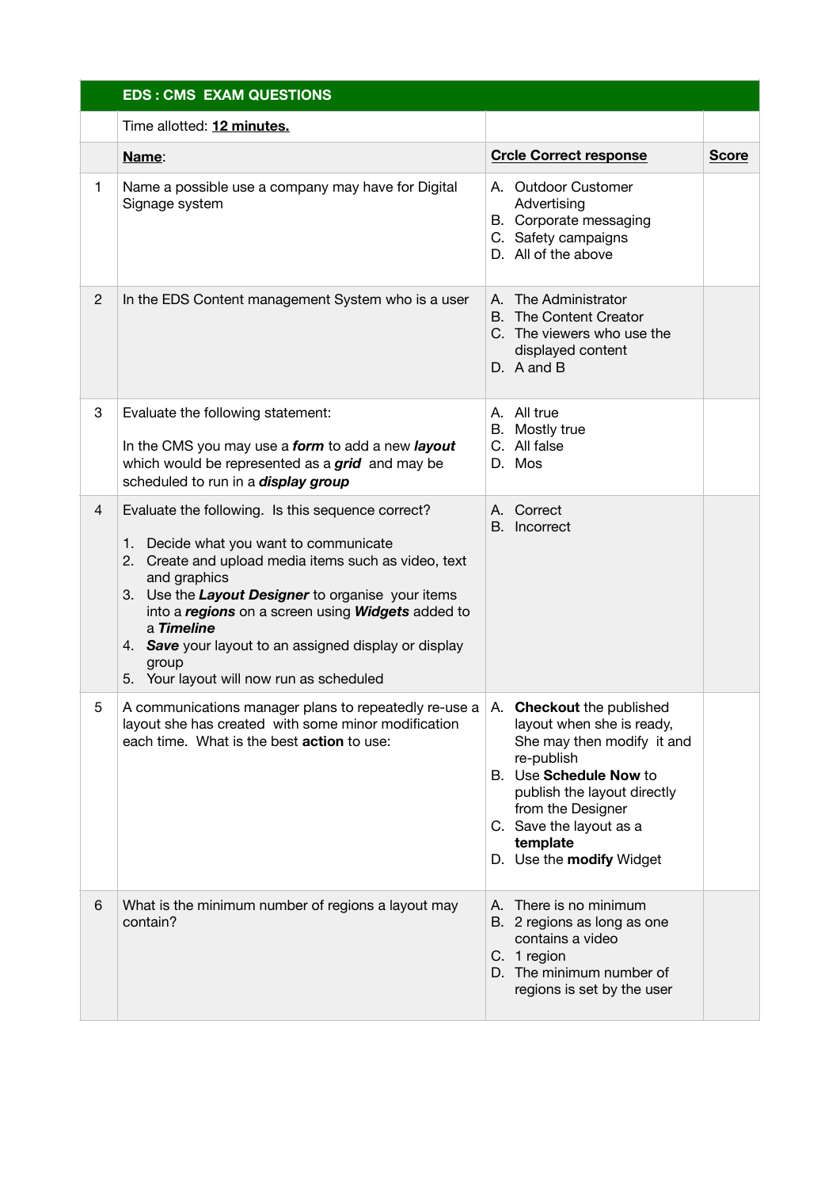| | **EDS : CMS EXAM QUESTIONS** | | |
|---|---|---|---|
| | Time allotted: **12 minutes.** | | |
| | **Name**: | **Crcle Correct response** | **Score** |
| 1 | Name a possible use a company may have for Digital Signage system | A. Outdoor Customer Advertising<br>B. Corporate messaging<br>C. Safety campaigns<br>D. All of the above | |
| 2 | In the EDS Content management System who is a user | A. The Administrator<br>B. The Content Creator<br>C. The viewers who use the displayed content<br>D. A and B | |
| 3 | Evaluate the following statement:<br><br>In the CMS you may use a ***form*** to add a new ***layout*** which would be represented as a ***grid*** and may be scheduled to run in a ***display group*** | A. All true<br>B. Mostly true<br>C. All false<br>D. Mos | |
| 4 | Evaluate the following. Is this sequence correct?<br><br>1. Decide what you want to communicate<br>2. Create and upload media items such as video, text and graphics<br>3. Use the ***Layout Designer*** to organise your items into a ***regions*** on a screen using ***Widgets*** added to a ***Timeline***<br>4. ***Save*** your layout to an assigned display or display group<br>5. Your layout will now run as scheduled | A. Correct<br>B. Incorrect | |
| 5 | A communications manager plans to repeatedly re-use a layout she has created with some minor modification each time. What is the best **action** to use: | A. **Checkout** the published layout when she is ready, She may then modify it and re-publish<br>B. Use **Schedule Now** to publish the layout directly from the Designer<br>C. Save the layout as a **template**<br>D. Use the **modify** Widget | |
| 6 | What is the minimum number of regions a layout may contain? | A. There is no minimum<br>B. 2 regions as long as one contains a video<br>C. 1 region<br>D. The minimum number of regions is set by the user | |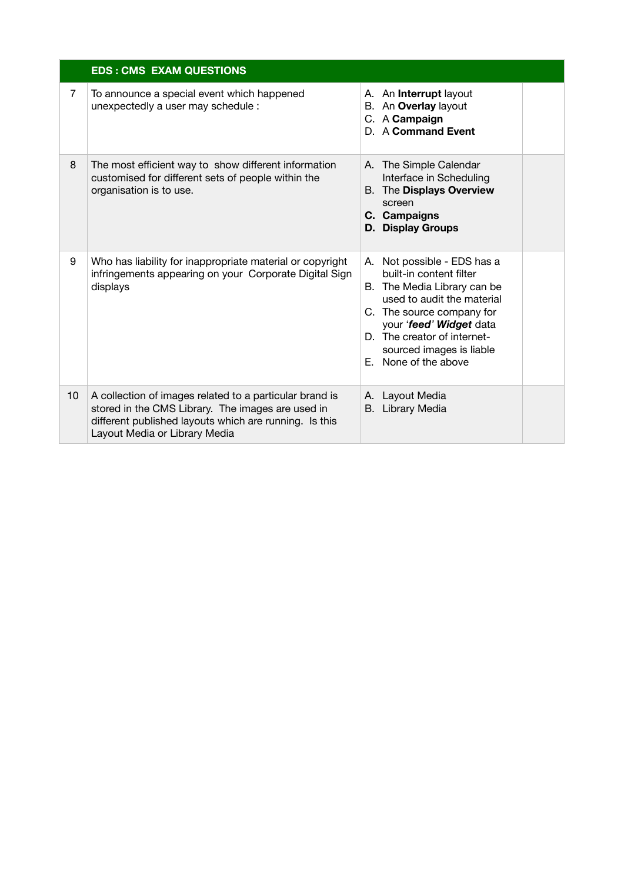| | EDS : CMS EXAM QUESTIONS | | |
|---|---|---|---|
| 7 | To announce a special event which happened unexpectedly a user may schedule : | A. An **Interrupt** layout<br>B. An **Overlay** layout<br>C. A **Campaign**<br>D. A **Command Event** | |
| 8 | The most efficient way to show different information customised for different sets of people within the organisation is to use. | A. The Simple Calendar Interface in Scheduling<br>B. The **Displays Overview** screen<br>**C. Campaigns**<br>**D. Display Groups** | |
| 9 | Who has liability for inappropriate material or copyright infringements appearing on your Corporate Digital Sign displays | A. Not possible - EDS has a built-in content filter<br>B. The Media Library can be used to audit the material<br>C. The source company for your '***feed***' ***Widget*** data<br>D. The creator of internet-sourced images is liable<br>E. None of the above | |
| 10 | A collection of images related to a particular brand is stored in the CMS Library. The images are used in different published layouts which are running. Is this Layout Media or Library Media | A. Layout Media<br>B. Library Media | |